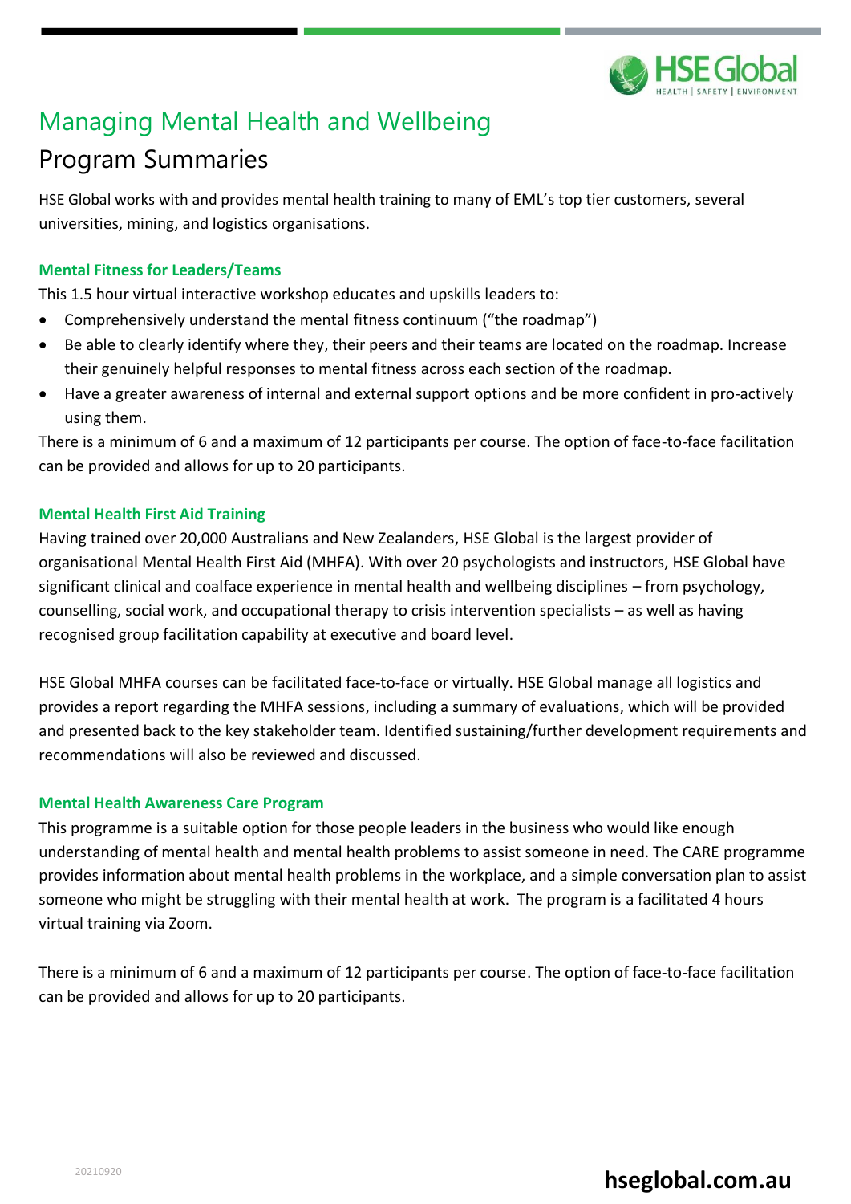# Managing Mental Health and Wellbeing

## Program Summaries

HSE Global works with and provides mental health training to many of EML's top tier customers, several universities, mining, and logistics organisations.

### Mental Fitness for Leaders/Teams

This 1.5 hour virtual interactive workshop educates and upskills leaders to:

- Comprehensively understand the mental fitness continuum ("the roadmap")
- Be able to clearly identify where they, their peers and their teams are located on the roadmap. Increase their genuinely helpful responses to mental fitness across each section of the roadmap.
- Have a greater awareness of internal and external support options and be more confident in pro-actively using them.

There is a minimum of 6 and a maximum of 12 participants per course. The option of face-to-face facilitation can be provided and allows for up to 20 participants.

### Mental Health First Aid Training

Having trained over 20,000 Australians and New Zealanders, HSE Global is the largest provider of organisational Mental Health First Aid (MHFA). With over 20 psychologists and instructors, HSE Global have significant clinical and coalface experience in mental health and wellbeing disciplines – from psychology, counselling, social work, and occupational therapy to crisis intervention specialists – as well as having recognised group facilitation capability at executive and board level.

HSE Global MHFA courses can be facilitated face-to-face or virtually. HSE Global manage all logistics and provides a report regarding the MHFA sessions, including a summary of evaluations, which will be provided and presented back to the key stakeholder team. Identified sustaining/further development requirements and recommendations will also be reviewed and discussed.

### Mental Health Awareness Care Program

This programme is a suitable option for those people leaders in the business who would like enough understanding of mental health and mental health problems to assist someone in need. The CARE programme provides information about mental health problems in the workplace, and a simple conversation plan to assist someone who might be struggling with their mental health at work. The program is a facilitated 4 hours virtual training via Zoom.

There is a minimum of 6 and a maximum of 12 participants per course. The option of face-to-face facilitation can be provided and allows for up to 20 participants.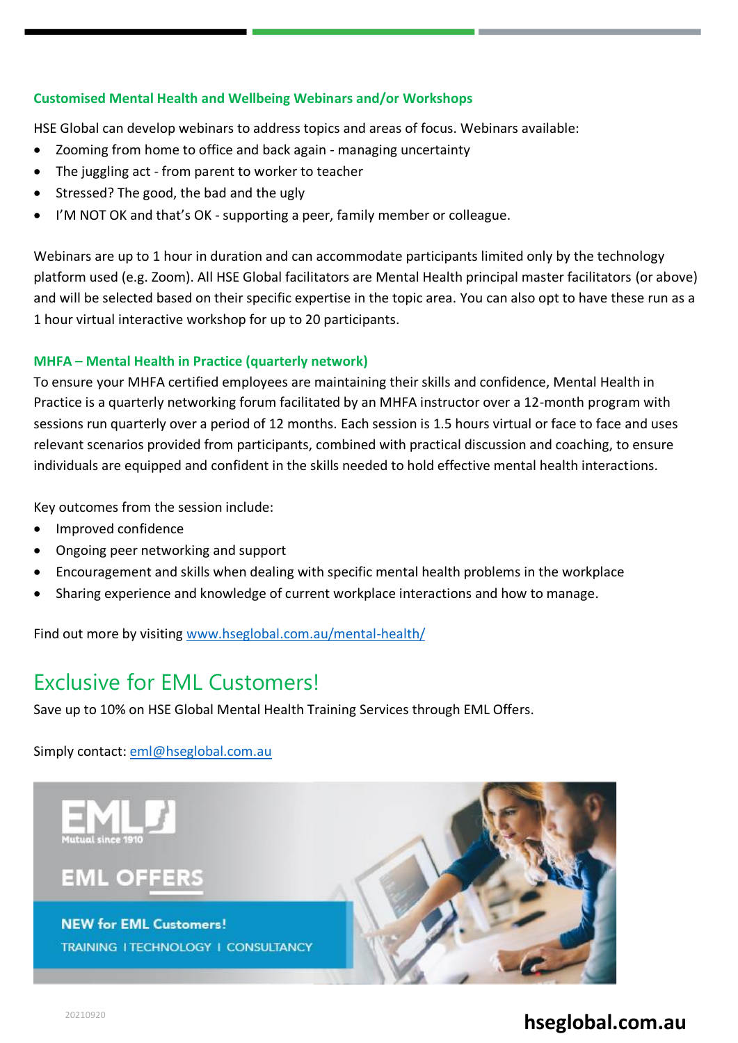### Customised Mental Health and Wellbeing Webinars and/or Workshops

HSE Global can develop webinars to address topics and areas of focus. Webinars available:

- Zooming from home to office and back again - managing uncertainty
- The juggling act - from parent to worker to teacher
- Stressed? The good, the bad and the ugly
- I'M NOT OK and that's OK - supporting a peer, family member or colleague.

Webinars are up to 1 hour in duration and can accommodate participants limited only by the technology platform used (e.g. Zoom). All HSE Global facilitators are Mental Health principal master facilitators (or above) and will be selected based on their specific expertise in the topic area. You can also opt to have these run as a 1 hour virtual interactive workshop for up to 20 participants.

### MHFA – Mental Health in Practice (quarterly network)

To ensure your MHFA certified employees are maintaining their skills and confidence, Mental Health in Practice is a quarterly networking forum facilitated by an MHFA instructor over a 12-month program with sessions run quarterly over a period of 12 months. Each session is 1.5 hours virtual or face to face and uses relevant scenarios provided from participants, combined with practical discussion and coaching, to ensure individuals are equipped and confident in the skills needed to hold effective mental health interactions.

Key outcomes from the session include:

- Improved confidence
- Ongoing peer networking and support
- Encouragement and skills when dealing with specific mental health problems in the workplace
- Sharing experience and knowledge of current workplace interactions and how to manage.

Find out more by visiting www.hseglobal.com.au/mental-health/

## Exclusive for EML Customers!

Save up to 10% on HSE Global Mental Health Training Services through EML Offers.

Simply contact: eml@hseglobal.com.au

EML Mutual since 1910

EML OFFERS

NEW for EML Customers!

TRAINING I TECHNOLOGY I CONSULTANCY

20210920

hseglobal.com.au